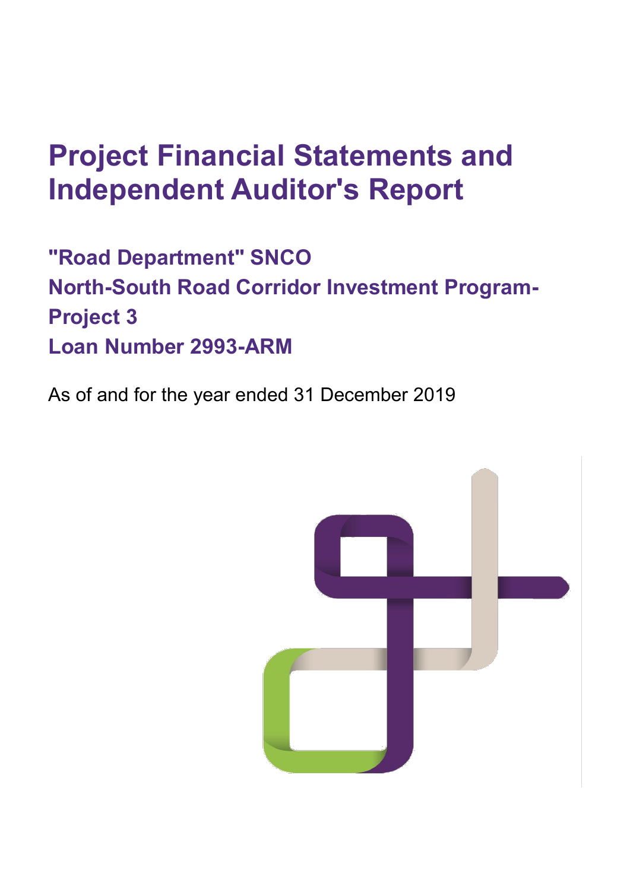# Project Financial Statements and Independent Auditor's Report

## "Road Department" SNCO
## North-South Road Corridor Investment Program-Project 3
## Loan Number 2993-ARM

As of and for the year ended 31 December 2019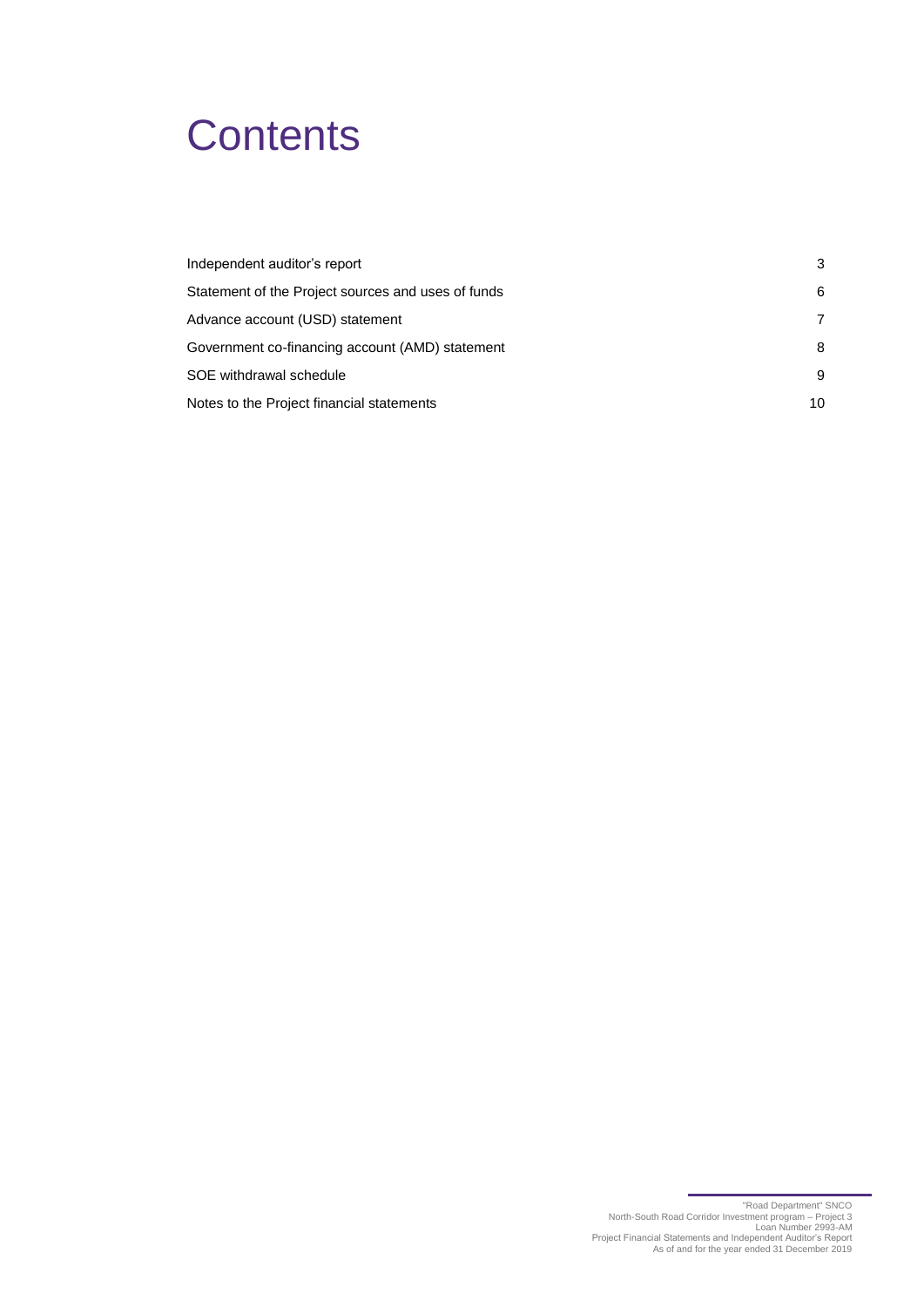# Contents

| | |
|---|---|
| Independent auditor's report | 3 |
| Statement of the Project sources and uses of funds | 6 |
| Advance account (USD) statement | 7 |
| Government co-financing account (AMD) statement | 8 |
| SOE withdrawal schedule | 9 |
| Notes to the Project financial statements | 10 |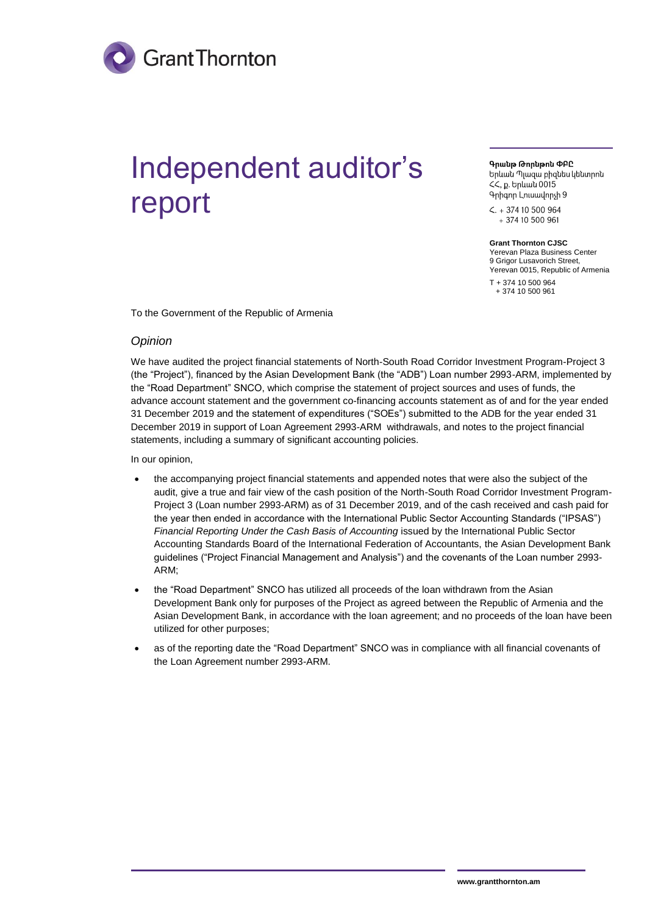# Independent auditor's report

**Գրանթ Թորնթոն ՓԲԸ**
Երևան Պլազա բիզնես կենտրոն
ՀՀ, ք. Երևան 0015
Գրիգոր Լուսավորչի 9

Հ. + 374 10 500 964
+ 374 10 500 961

**Grant Thornton CJSC**
Yerevan Plaza Business Center
9 Grigor Lusavorich Street,
Yerevan 0015, Republic of Armenia

T + 374 10 500 964
+ 374 10 500 961

To the Government of the Republic of Armenia

## *Opinion*

We have audited the project financial statements of North-South Road Corridor Investment Program-Project 3 (the "Project"), financed by the Asian Development Bank (the "ADB") Loan number 2993-ARM, implemented by the "Road Department" SNCO, which comprise the statement of project sources and uses of funds, the advance account statement and the government co-financing accounts statement as of and for the year ended 31 December 2019 and the statement of expenditures ("SOEs") submitted to the ADB for the year ended 31 December 2019 in support of Loan Agreement 2993-ARM withdrawals, and notes to the project financial statements, including a summary of significant accounting policies.

In our opinion,

- the accompanying project financial statements and appended notes that were also the subject of the audit, give a true and fair view of the cash position of the North-South Road Corridor Investment Program-Project 3 (Loan number 2993-ARM) as of 31 December 2019, and of the cash received and cash paid for the year then ended in accordance with the International Public Sector Accounting Standards ("IPSAS") *Financial Reporting Under the Cash Basis of Accounting* issued by the International Public Sector Accounting Standards Board of the International Federation of Accountants, the Asian Development Bank guidelines ("Project Financial Management and Analysis") and the covenants of the Loan number 2993-ARM;
- the "Road Department" SNCO has utilized all proceeds of the loan withdrawn from the Asian Development Bank only for purposes of the Project as agreed between the Republic of Armenia and the Asian Development Bank, in accordance with the loan agreement; and no proceeds of the loan have been utilized for other purposes;
- as of the reporting date the "Road Department" SNCO was in compliance with all financial covenants of the Loan Agreement number 2993-ARM.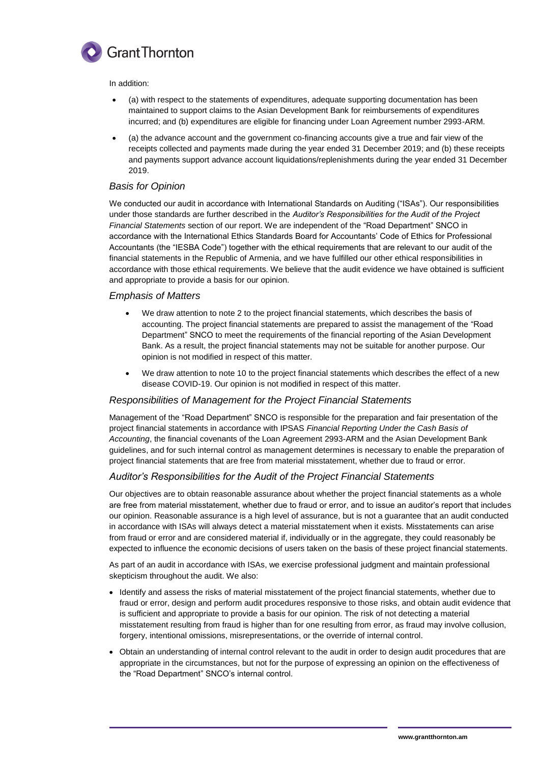In addition:

- (a) with respect to the statements of expenditures, adequate supporting documentation has been maintained to support claims to the Asian Development Bank for reimbursements of expenditures incurred; and (b) expenditures are eligible for financing under Loan Agreement number 2993-ARM.
- (a) the advance account and the government co-financing accounts give a true and fair view of the receipts collected and payments made during the year ended 31 December 2019; and (b) these receipts and payments support advance account liquidations/replenishments during the year ended 31 December 2019.

### *Basis for Opinion*

We conducted our audit in accordance with International Standards on Auditing ("ISAs"). Our responsibilities under those standards are further described in the *Auditor's Responsibilities for the Audit of the Project Financial Statements* section of our report. We are independent of the "Road Department" SNCO in accordance with the International Ethics Standards Board for Accountants' Code of Ethics for Professional Accountants (the "IESBA Code") together with the ethical requirements that are relevant to our audit of the financial statements in the Republic of Armenia, and we have fulfilled our other ethical responsibilities in accordance with those ethical requirements. We believe that the audit evidence we have obtained is sufficient and appropriate to provide a basis for our opinion.

### *Emphasis of Matters*

- We draw attention to note 2 to the project financial statements, which describes the basis of accounting. The project financial statements are prepared to assist the management of the "Road Department" SNCO to meet the requirements of the financial reporting of the Asian Development Bank. As a result, the project financial statements may not be suitable for another purpose. Our opinion is not modified in respect of this matter.
- We draw attention to note 10 to the project financial statements which describes the effect of a new disease COVID-19. Our opinion is not modified in respect of this matter.

### *Responsibilities of Management for the Project Financial Statements*

Management of the "Road Department" SNCO is responsible for the preparation and fair presentation of the project financial statements in accordance with IPSAS *Financial Reporting Under the Cash Basis of Accounting*, the financial covenants of the Loan Agreement 2993-ARM and the Asian Development Bank guidelines, and for such internal control as management determines is necessary to enable the preparation of project financial statements that are free from material misstatement, whether due to fraud or error.

### *Auditor's Responsibilities for the Audit of the Project Financial Statements*

Our objectives are to obtain reasonable assurance about whether the project financial statements as a whole are free from material misstatement, whether due to fraud or error, and to issue an auditor's report that includes our opinion. Reasonable assurance is a high level of assurance, but is not a guarantee that an audit conducted in accordance with ISAs will always detect a material misstatement when it exists. Misstatements can arise from fraud or error and are considered material if, individually or in the aggregate, they could reasonably be expected to influence the economic decisions of users taken on the basis of these project financial statements.

As part of an audit in accordance with ISAs, we exercise professional judgment and maintain professional skepticism throughout the audit. We also:

- Identify and assess the risks of material misstatement of the project financial statements, whether due to fraud or error, design and perform audit procedures responsive to those risks, and obtain audit evidence that is sufficient and appropriate to provide a basis for our opinion. The risk of not detecting a material misstatement resulting from fraud is higher than for one resulting from error, as fraud may involve collusion, forgery, intentional omissions, misrepresentations, or the override of internal control.
- Obtain an understanding of internal control relevant to the audit in order to design audit procedures that are appropriate in the circumstances, but not for the purpose of expressing an opinion on the effectiveness of the "Road Department" SNCO's internal control.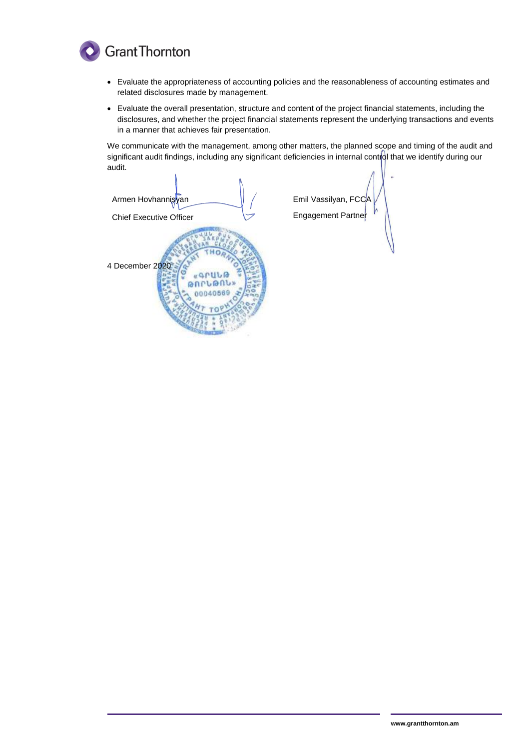- Evaluate the appropriateness of accounting policies and the reasonableness of accounting estimates and related disclosures made by management.
- Evaluate the overall presentation, structure and content of the project financial statements, including the disclosures, and whether the project financial statements represent the underlying transactions and events in a manner that achieves fair presentation.

We communicate with the management, among other matters, the planned scope and timing of the audit and significant audit findings, including any significant deficiencies in internal control that we identify during our audit.

Armen Hovhannisyan

Chief Executive Officer

Emil Vassilyan, FCCA

Engagement Partner

4 December 2020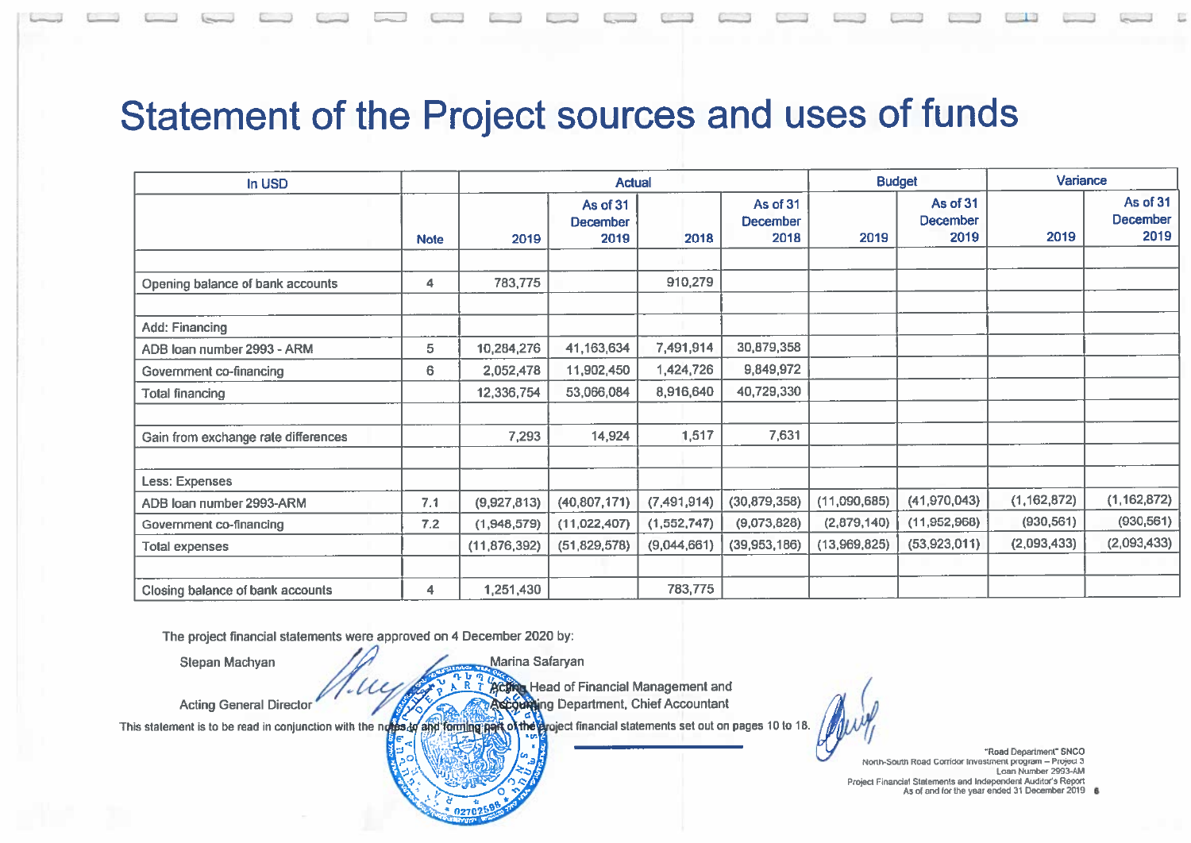# Statement of the Project sources and uses of funds

| In USD | | Actual | | | | Budget | | Variance | |
|---|---|---|---|---|---|---|---|---|---|
| | Note | 2019 | As of 31 December 2019 | 2018 | As of 31 December 2018 | 2019 | As of 31 December 2019 | 2019 | As of 31 December 2019 |
| | | | | | | | | | |
| Opening balance of bank accounts | 4 | 783,775 | | 910,279 | | | | | |
| | | | | | | | | | |
| Add: Financing | | | | | | | | | |
| ADB loan number 2993 - ARM | 5 | 10,284,276 | 41,163,634 | 7,491,914 | 30,879,358 | | | | |
| Government co-financing | 6 | 2,052,478 | 11,902,450 | 1,424,726 | 9,849,972 | | | | |
| Total financing | | 12,336,754 | 53,066,084 | 8,916,640 | 40,729,330 | | | | |
| | | | | | | | | | |
| Gain from exchange rate differences | | 7,293 | 14,924 | 1,517 | 7,631 | | | | |
| | | | | | | | | | |
| Less: Expenses | | | | | | | | | |
| ADB loan number 2993-ARM | 7.1 | (9,927,813) | (40,807,171) | (7,491,914) | (30,879,358) | (11,090,685) | (41,970,043) | (1,162,872) | (1,162,872) |
| Government co-financing | 7.2 | (1,948,579) | (11,022,407) | (1,552,747) | (9,073,828) | (2,879,140) | (11,952,968) | (930,561) | (930,561) |
| Total expenses | | (11,876,392) | (51,829,578) | (9,044,661) | (39,953,186) | (13,969,825) | (53,923,011) | (2,093,433) | (2,093,433) |
| | | | | | | | | | |
| Closing balance of bank accounts | 4 | 1,251,430 | | 783,775 | | | | | |

The project financial statements were approved on 4 December 2020 by:

Stepan Machyan

Acting General Director

Marina Safaryan

Acting Head of Financial Management and Accounting Department, Chief Accountant

This statement is to be read in conjunction with the notes to and forming part of the project financial statements set out on pages 10 to 18.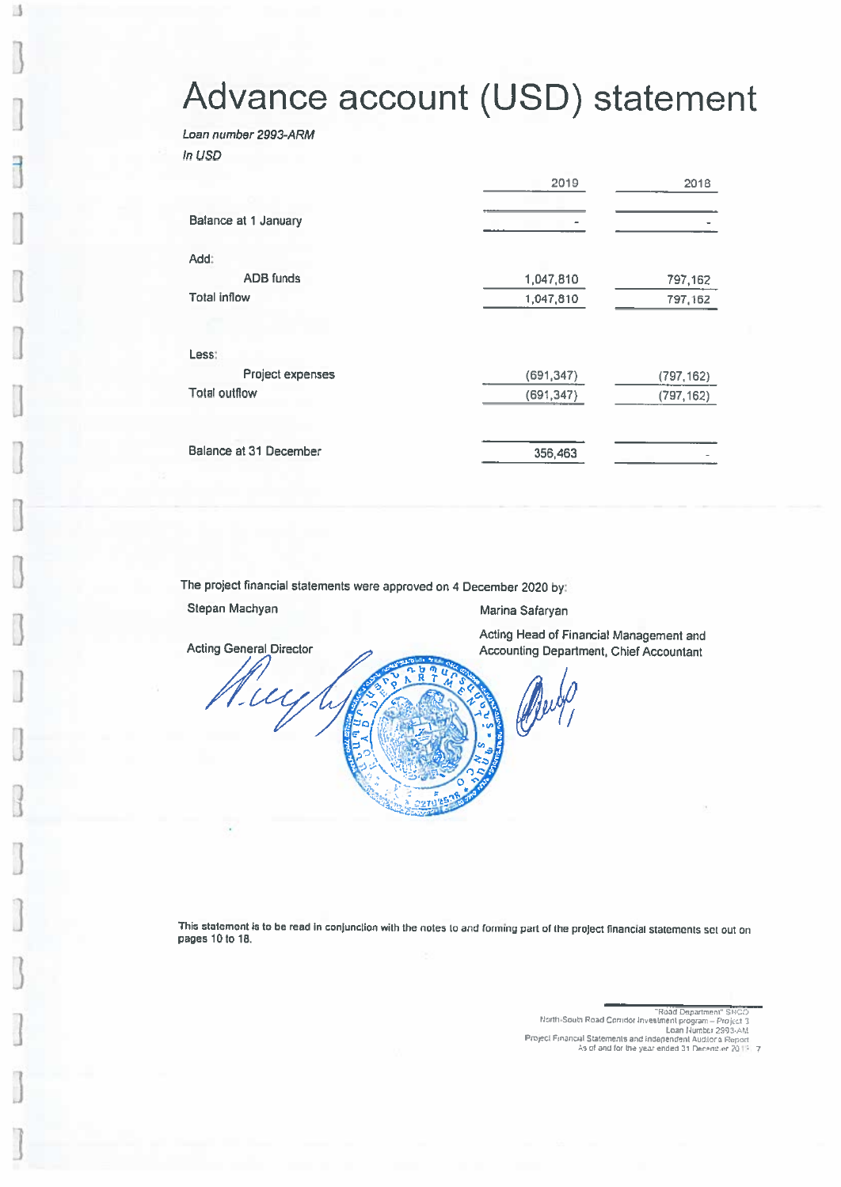# Advance account (USD) statement

*Loan number 2993-ARM*

*In USD*

| | 2019 | 2018 |
|---|---|---|
| Balance at 1 January | - | - |
| Add: | | |
| ADB funds | 1,047,810 | 797,162 |
| Total inflow | 1,047,810 | 797,162 |
| Less: | | |
| Project expenses | (691,347) | (797,162) |
| Total outflow | (691,347) | (797,162) |
| Balance at 31 December | 356,463 | - |

The project financial statements were approved on 4 December 2020 by:

Stepan Machyan

Acting General Director

Marina Safaryan

Acting Head of Financial Management and Accounting Department, Chief Accountant

This statement is to be read in conjunction with the notes to and forming part of the project financial statements set out on pages 10 to 18.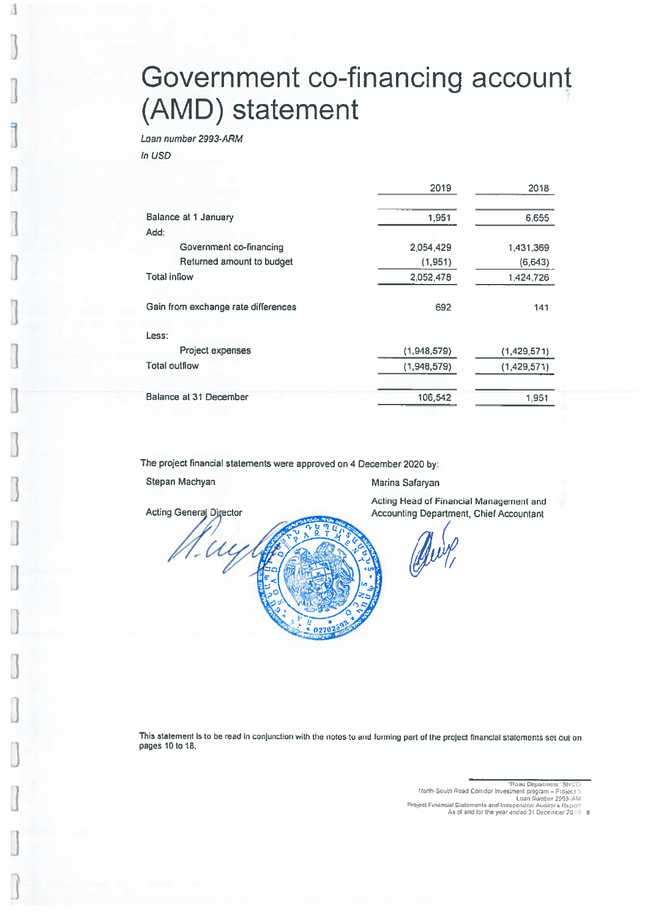# Government co-financing account (AMD) statement

*Loan number 2993-ARM*

*In USD*

| | 2019 | 2018 |
|---|---|---|
| Balance at 1 January | 1,951 | 6,655 |
| Add: | | |
| Government co-financing | 2,054,429 | 1,431,369 |
| Returned amount to budget | (1,951) | (6,643) |
| Total inflow | 2,052,478 | 1,424,726 |
| | | |
| Gain from exchange rate differences | 692 | 141 |
| | | |
| Less: | | |
| Project expenses | (1,948,579) | (1,429,571) |
| Total outflow | (1,948,579) | (1,429,571) |
| | | |
| Balance at 31 December | 106,542 | 1,951 |

The project financial statements were approved on 4 December 2020 by:

Stepan Machyan

Acting General Director

Marina Safaryan

Acting Head of Financial Management and Accounting Department, Chief Accountant

This statement is to be read in conjunction with the notes to and forming part of the project financial statements set out on pages 10 to 18.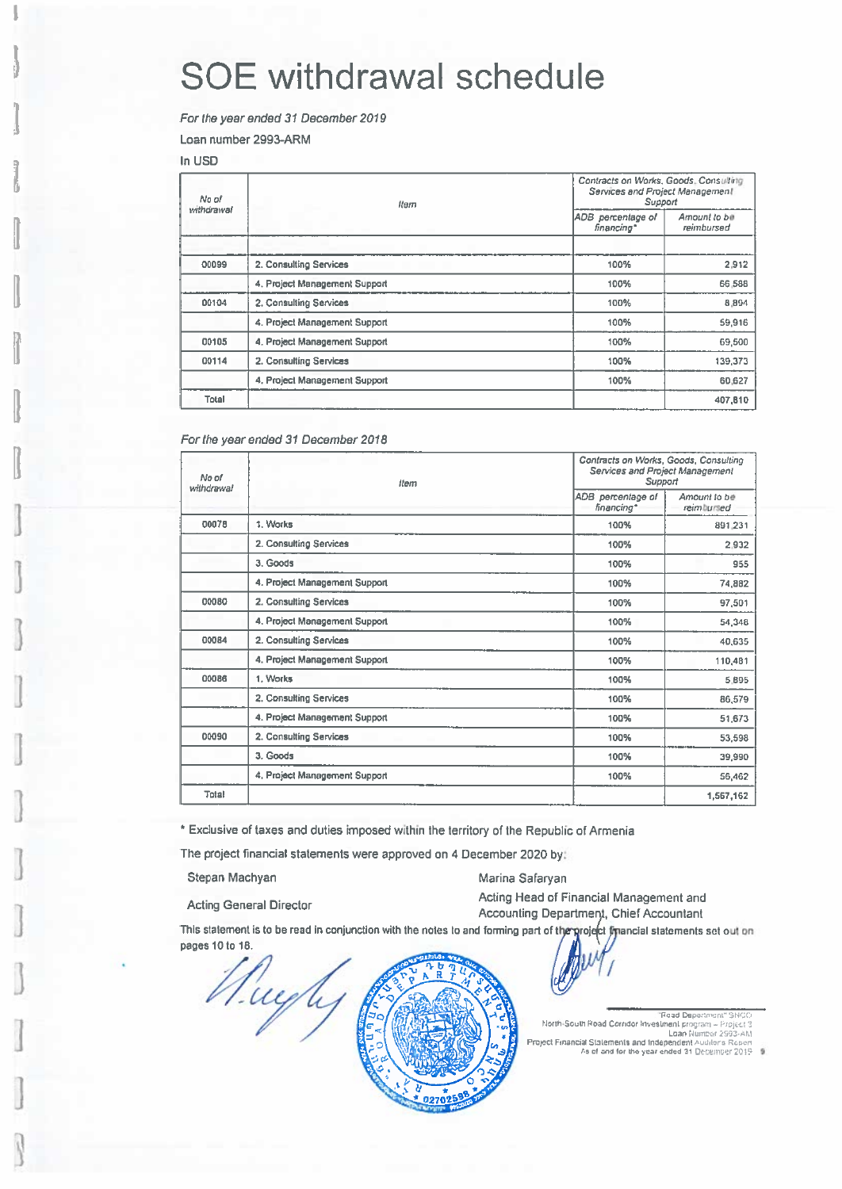# SOE withdrawal schedule

*For the year ended 31 December 2019*

Loan number 2993-ARM

In USD

| No of withdrawal | Item | Contracts on Works, Goods, Consulting Services and Project Management Support | |
|---|---|---|---|
| | | ADB percentage of financing* | Amount to be reimbursed |
| | | | |
| 00099 | 2. Consulting Services | 100% | 2,912 |
| | 4. Project Management Support | 100% | 66,588 |
| 00104 | 2. Consulting Services | 100% | 8,894 |
| | 4. Project Management Support | 100% | 59,916 |
| 00105 | 4. Project Management Support | 100% | 69,500 |
| 00114 | 2. Consulting Services | 100% | 139,373 |
| | 4. Project Management Support | 100% | 60,627 |
| Total | | | 407,810 |

*For the year ended 31 December 2018*

| No of withdrawal | Item | Contracts on Works, Goods, Consulting Services and Project Management Support | |
|---|---|---|---|
| | | ADB percentage of financing* | Amount to be reimbursed |
| 00078 | 1. Works | 100% | 891,231 |
| | 2. Consulting Services | 100% | 2,932 |
| | 3. Goods | 100% | 955 |
| | 4. Project Management Support | 100% | 74,882 |
| 00080 | 2. Consulting Services | 100% | 97,501 |
| | 4. Project Management Support | 100% | 54,348 |
| 00084 | 2. Consulting Services | 100% | 40,635 |
| | 4. Project Management Support | 100% | 110,481 |
| 00086 | 1. Works | 100% | 5,895 |
| | 2. Consulting Services | 100% | 86,579 |
| | 4. Project Management Support | 100% | 51,673 |
| 00090 | 2. Consulting Services | 100% | 53,598 |
| | 3. Goods | 100% | 39,990 |
| | 4. Project Management Support | 100% | 56,462 |
| Total | | | 1,567,162 |

\* Exclusive of taxes and duties imposed within the territory of the Republic of Armenia

The project financial statements were approved on 4 December 2020 by:

Stepan Machyan

Acting General Director

Marina Safaryan

Acting Head of Financial Management and Accounting Department, Chief Accountant

This statement is to be read in conjunction with the notes to and forming part of the project financial statements set out on pages 10 to 18.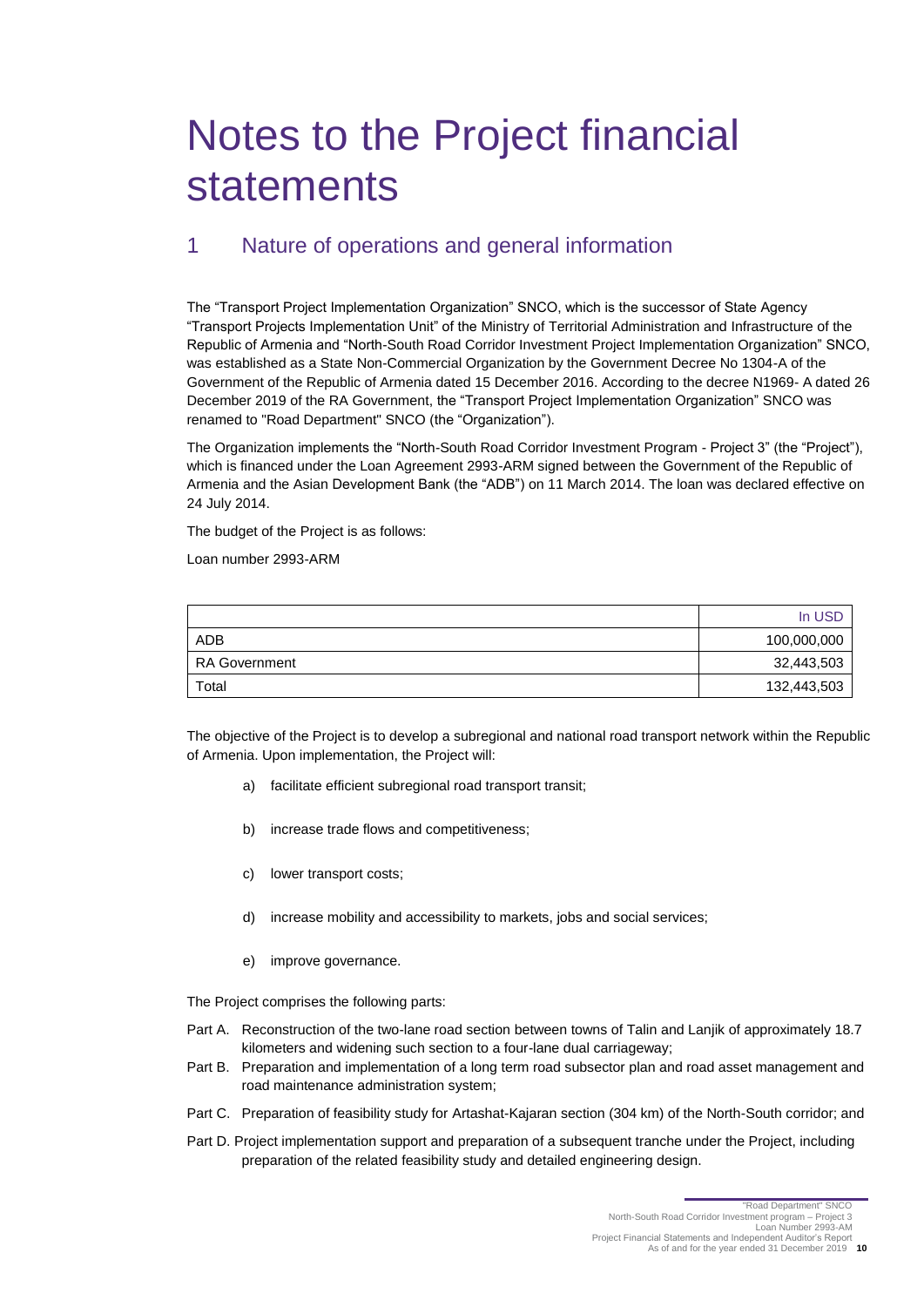# Notes to the Project financial statements

## 1 Nature of operations and general information

The "Transport Project Implementation Organization" SNCO, which is the successor of State Agency "Transport Projects Implementation Unit" of the Ministry of Territorial Administration and Infrastructure of the Republic of Armenia and "North-South Road Corridor Investment Project Implementation Organization" SNCO, was established as a State Non-Commercial Organization by the Government Decree No 1304-A of the Government of the Republic of Armenia dated 15 December 2016. According to the decree N1969- A dated 26 December 2019 of the RA Government, the "Transport Project Implementation Organization" SNCO was renamed to "Road Department" SNCO (the "Organization").

The Organization implements the "North-South Road Corridor Investment Program - Project 3" (the "Project"), which is financed under the Loan Agreement 2993-ARM signed between the Government of the Republic of Armenia and the Asian Development Bank (the "ADB") on 11 March 2014. The loan was declared effective on 24 July 2014.

The budget of the Project is as follows:

Loan number 2993-ARM

| | In USD |
|---|---:|
| ADB | 100,000,000 |
| RA Government | 32,443,503 |
| Total | 132,443,503 |

The objective of the Project is to develop a subregional and national road transport network within the Republic of Armenia. Upon implementation, the Project will:

a) facilitate efficient subregional road transport transit;

b) increase trade flows and competitiveness;

c) lower transport costs;

d) increase mobility and accessibility to markets, jobs and social services;

e) improve governance.

The Project comprises the following parts:

Part A. Reconstruction of the two-lane road section between towns of Talin and Lanjik of approximately 18.7 kilometers and widening such section to a four-lane dual carriageway;

Part B. Preparation and implementation of a long term road subsector plan and road asset management and road maintenance administration system;

Part C. Preparation of feasibility study for Artashat-Kajaran section (304 km) of the North-South corridor; and

Part D. Project implementation support and preparation of a subsequent tranche under the Project, including preparation of the related feasibility study and detailed engineering design.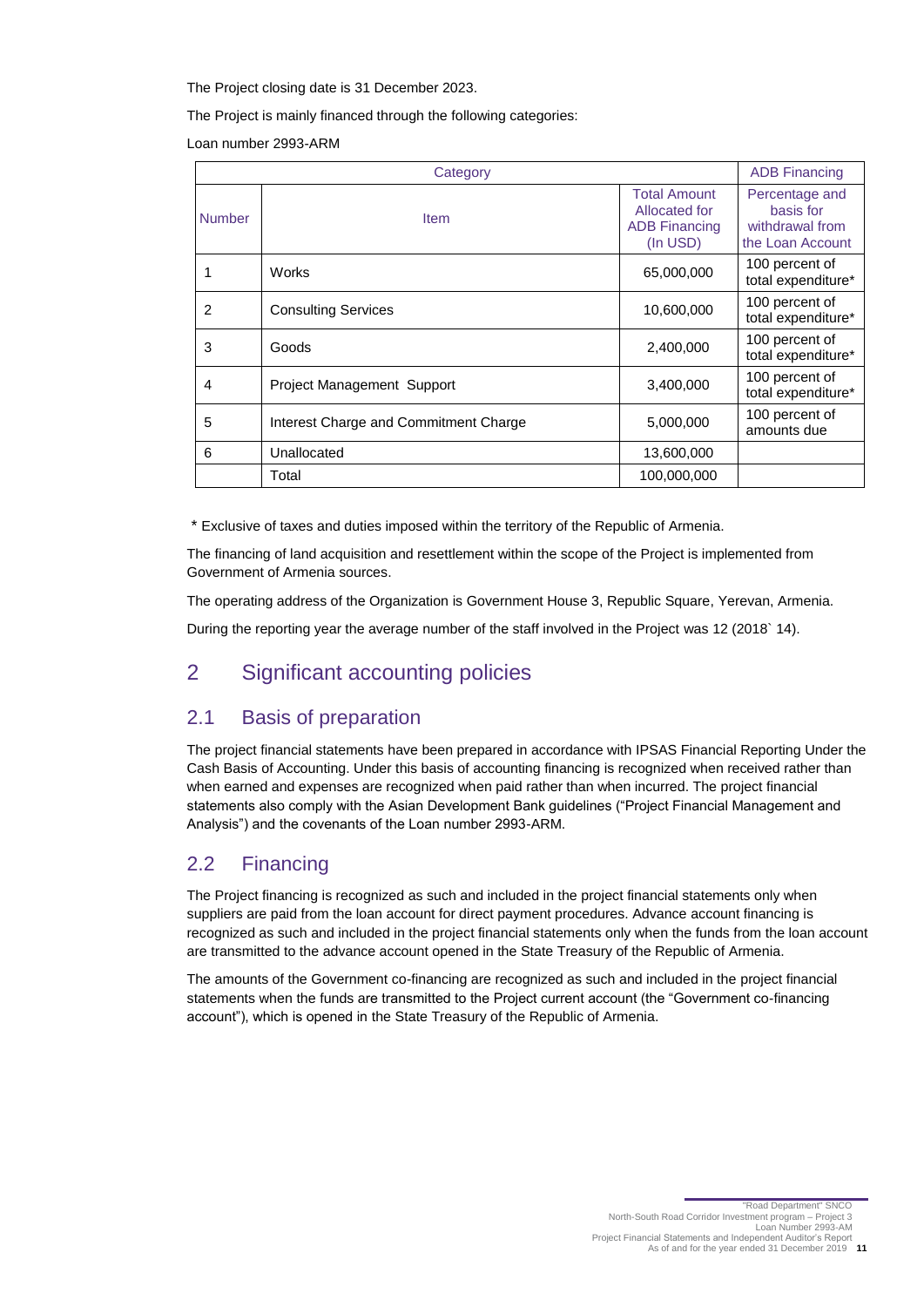The Project closing date is 31 December 2023.

The Project is mainly financed through the following categories:

Loan number 2993-ARM

| Category | | | ADB Financing |
|---|---|---|---|
| Number | Item | Total Amount Allocated for ADB Financing (In USD) | Percentage and basis for withdrawal from the Loan Account |
| 1 | Works | 65,000,000 | 100 percent of total expenditure* |
| 2 | Consulting Services | 10,600,000 | 100 percent of total expenditure* |
| 3 | Goods | 2,400,000 | 100 percent of total expenditure* |
| 4 | Project Management Support | 3,400,000 | 100 percent of total expenditure* |
| 5 | Interest Charge and Commitment Charge | 5,000,000 | 100 percent of amounts due |
| 6 | Unallocated | 13,600,000 | |
| | Total | 100,000,000 | |

\* Exclusive of taxes and duties imposed within the territory of the Republic of Armenia.

The financing of land acquisition and resettlement within the scope of the Project is implemented from Government of Armenia sources.

The operating address of the Organization is Government House 3, Republic Square, Yerevan, Armenia.

During the reporting year the average number of the staff involved in the Project was 12 (2018` 14).

# 2 Significant accounting policies

## 2.1 Basis of preparation

The project financial statements have been prepared in accordance with IPSAS Financial Reporting Under the Cash Basis of Accounting. Under this basis of accounting financing is recognized when received rather than when earned and expenses are recognized when paid rather than when incurred. The project financial statements also comply with the Asian Development Bank guidelines ("Project Financial Management and Analysis") and the covenants of the Loan number 2993-ARM.

## 2.2 Financing

The Project financing is recognized as such and included in the project financial statements only when suppliers are paid from the loan account for direct payment procedures. Advance account financing is recognized as such and included in the project financial statements only when the funds from the loan account are transmitted to the advance account opened in the State Treasury of the Republic of Armenia.

The amounts of the Government co-financing are recognized as such and included in the project financial statements when the funds are transmitted to the Project current account (the "Government co-financing account"), which is opened in the State Treasury of the Republic of Armenia.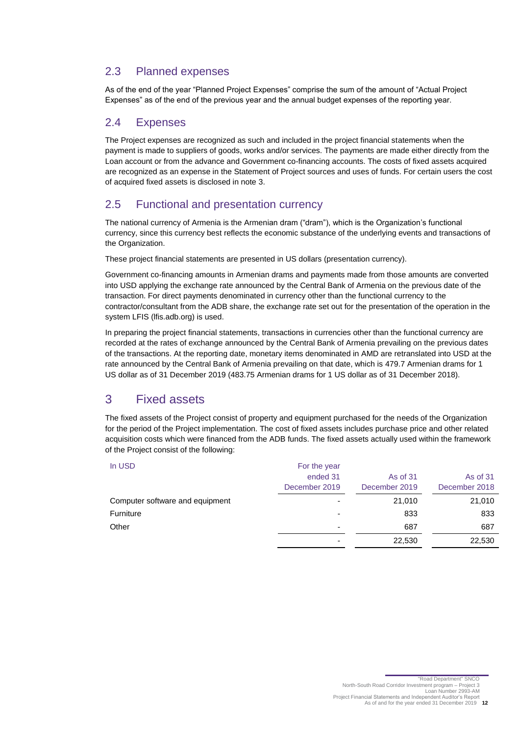## 2.3 Planned expenses

As of the end of the year "Planned Project Expenses" comprise the sum of the amount of "Actual Project Expenses" as of the end of the previous year and the annual budget expenses of the reporting year.

## 2.4 Expenses

The Project expenses are recognized as such and included in the project financial statements when the payment is made to suppliers of goods, works and/or services. The payments are made either directly from the Loan account or from the advance and Government co-financing accounts. The costs of fixed assets acquired are recognized as an expense in the Statement of Project sources and uses of funds. For certain users the cost of acquired fixed assets is disclosed in note 3.

## 2.5 Functional and presentation currency

The national currency of Armenia is the Armenian dram ("dram"), which is the Organization's functional currency, since this currency best reflects the economic substance of the underlying events and transactions of the Organization.

These project financial statements are presented in US dollars (presentation currency).

Government co-financing amounts in Armenian drams and payments made from those amounts are converted into USD applying the exchange rate announced by the Central Bank of Armenia on the previous date of the transaction. For direct payments denominated in currency other than the functional currency to the contractor/consultant from the ADB share, the exchange rate set out for the presentation of the operation in the system LFIS (lfis.adb.org) is used.

In preparing the project financial statements, transactions in currencies other than the functional currency are recorded at the rates of exchange announced by the Central Bank of Armenia prevailing on the previous dates of the transactions. At the reporting date, monetary items denominated in AMD are retranslated into USD at the rate announced by the Central Bank of Armenia prevailing on that date, which is 479.7 Armenian drams for 1 US dollar as of 31 December 2019 (483.75 Armenian drams for 1 US dollar as of 31 December 2018).

# 3 Fixed assets

The fixed assets of the Project consist of property and equipment purchased for the needs of the Organization for the period of the Project implementation. The cost of fixed assets includes purchase price and other related acquisition costs which were financed from the ADB funds. The fixed assets actually used within the framework of the Project consist of the following:

| In USD | For the year ended 31 December 2019 | As of 31 December 2019 | As of 31 December 2018 |
|---|---|---|---|
| Computer software and equipment | - | 21,010 | 21,010 |
| Furniture | - | 833 | 833 |
| Other | - | 687 | 687 |
| | - | 22,530 | 22,530 |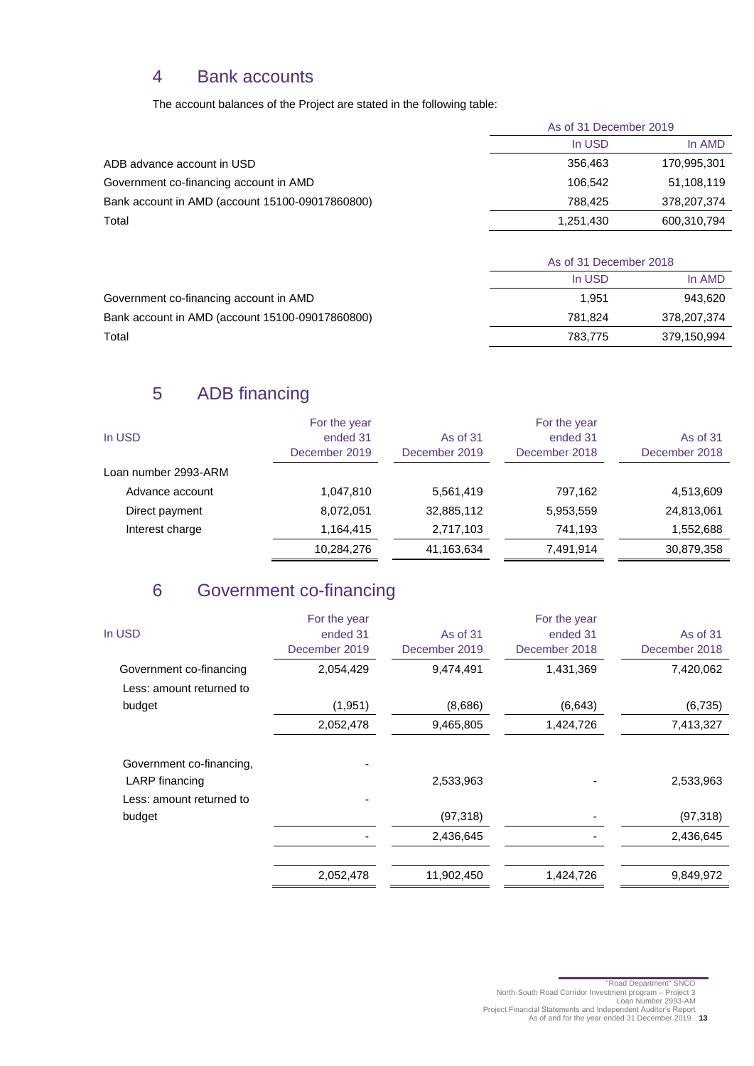## 4 Bank accounts

The account balances of the Project are stated in the following table:

| | As of 31 December 2019 | |
|---|---|---|
| | In USD | In AMD |
| ADB advance account in USD | 356,463 | 170,995,301 |
| Government co-financing account in AMD | 106,542 | 51,108,119 |
| Bank account in AMD (account 15100-09017860800) | 788,425 | 378,207,374 |
| Total | 1,251,430 | 600,310,794 |

| | As of 31 December 2018 | |
|---|---|---|
| | In USD | In AMD |
| Government co-financing account in AMD | 1,951 | 943,620 |
| Bank account in AMD (account 15100-09017860800) | 781,824 | 378,207,374 |
| Total | 783,775 | 379,150,994 |

## 5 ADB financing

| In USD | For the year ended 31 December 2019 | As of 31 December 2019 | For the year ended 31 December 2018 | As of 31 December 2018 |
|---|---|---|---|---|
| Loan number 2993-ARM | | | | |
| Advance account | 1,047,810 | 5,561,419 | 797,162 | 4,513,609 |
| Direct payment | 8,072,051 | 32,885,112 | 5,953,559 | 24,813,061 |
| Interest charge | 1,164,415 | 2,717,103 | 741,193 | 1,552,688 |
| | 10,284,276 | 41,163,634 | 7,491,914 | 30,879,358 |

## 6 Government co-financing

| In USD | For the year ended 31 December 2019 | As of 31 December 2019 | For the year ended 31 December 2018 | As of 31 December 2018 |
|---|---|---|---|---|
| Government co-financing | 2,054,429 | 9,474,491 | 1,431,369 | 7,420,062 |
| Less: amount returned to budget | (1,951) | (8,686) | (6,643) | (6,735) |
| | 2,052,478 | 9,465,805 | 1,424,726 | 7,413,327 |
| Government co-financing, LARP financing | - | 2,533,963 | - | 2,533,963 |
| Less: amount returned to budget | - | (97,318) | - | (97,318) |
| | - | 2,436,645 | - | 2,436,645 |
| | 2,052,478 | 11,902,450 | 1,424,726 | 9,849,972 |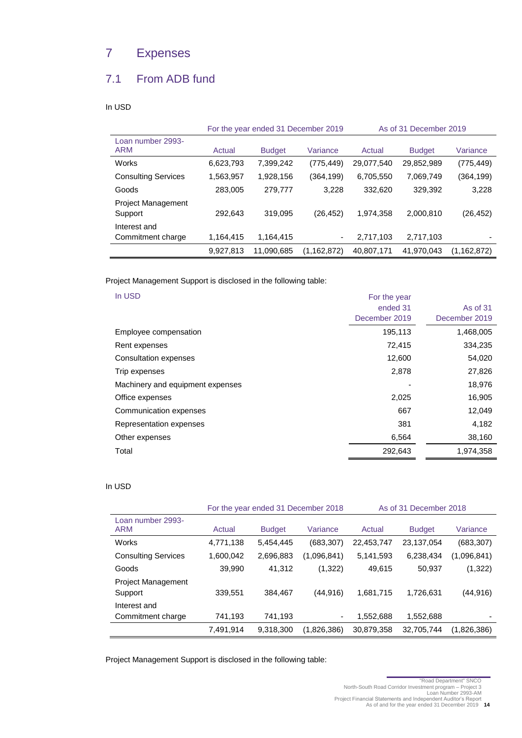# 7 Expenses

## 7.1 From ADB fund

In USD

| | For the year ended 31 December 2019 | | | As of 31 December 2019 | | |
|---|---|---|---|---|---|---|
| Loan number 2993-ARM | Actual | Budget | Variance | Actual | Budget | Variance |
| Works | 6,623,793 | 7,399,242 | (775,449) | 29,077,540 | 29,852,989 | (775,449) |
| Consulting Services | 1,563,957 | 1,928,156 | (364,199) | 6,705,550 | 7,069,749 | (364,199) |
| Goods | 283,005 | 279,777 | 3,228 | 332,620 | 329,392 | 3,228 |
| Project Management Support | 292,643 | 319,095 | (26,452) | 1,974,358 | 2,000,810 | (26,452) |
| Interest and Commitment charge | 1,164,415 | 1,164,415 | - | 2,717,103 | 2,717,103 | - |
| | 9,927,813 | 11,090,685 | (1,162,872) | 40,807,171 | 41,970,043 | (1,162,872) |

Project Management Support is disclosed in the following table:

| In USD | For the year ended 31 December 2019 | As of 31 December 2019 |
|---|---|---|
| Employee compensation | 195,113 | 1,468,005 |
| Rent expenses | 72,415 | 334,235 |
| Consultation expenses | 12,600 | 54,020 |
| Trip expenses | 2,878 | 27,826 |
| Machinery and equipment expenses | - | 18,976 |
| Office expenses | 2,025 | 16,905 |
| Communication expenses | 667 | 12,049 |
| Representation expenses | 381 | 4,182 |
| Other expenses | 6,564 | 38,160 |
| Total | 292,643 | 1,974,358 |

In USD

| | For the year ended 31 December 2018 | | | As of 31 December 2018 | | |
|---|---|---|---|---|---|---|
| Loan number 2993-ARM | Actual | Budget | Variance | Actual | Budget | Variance |
| Works | 4,771,138 | 5,454,445 | (683,307) | 22,453,747 | 23,137,054 | (683,307) |
| Consulting Services | 1,600,042 | 2,696,883 | (1,096,841) | 5,141,593 | 6,238,434 | (1,096,841) |
| Goods | 39,990 | 41,312 | (1,322) | 49,615 | 50,937 | (1,322) |
| Project Management Support | 339,551 | 384,467 | (44,916) | 1,681,715 | 1,726,631 | (44,916) |
| Interest and Commitment charge | 741,193 | 741,193 | - | 1,552,688 | 1,552,688 | - |
| | 7,491,914 | 9,318,300 | (1,826,386) | 30,879,358 | 32,705,744 | (1,826,386) |

Project Management Support is disclosed in the following table: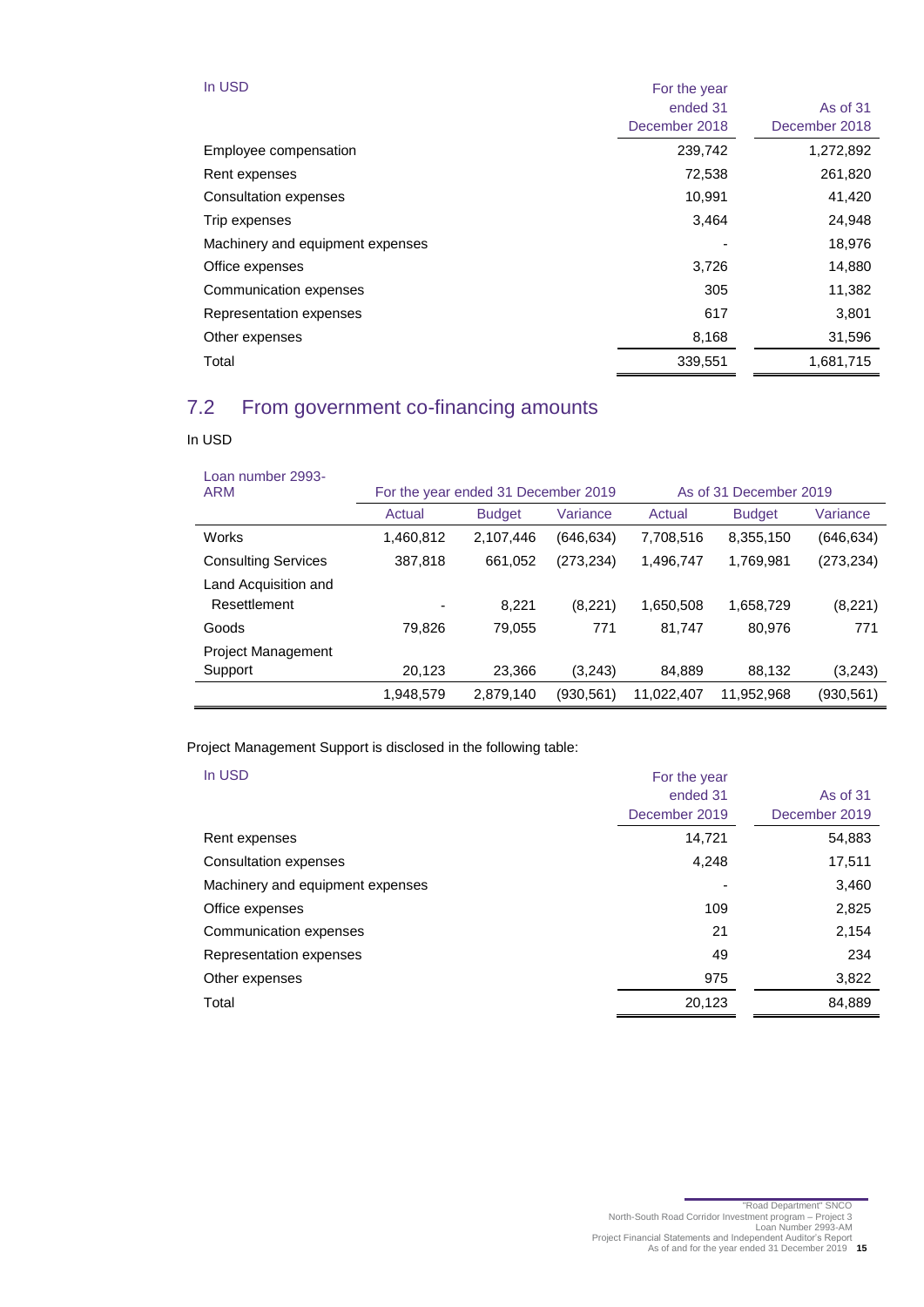| In USD | For the year ended 31 December 2018 | As of 31 December 2018 |
|---|---|---|
| Employee compensation | 239,742 | 1,272,892 |
| Rent expenses | 72,538 | 261,820 |
| Consultation expenses | 10,991 | 41,420 |
| Trip expenses | 3,464 | 24,948 |
| Machinery and equipment expenses | - | 18,976 |
| Office expenses | 3,726 | 14,880 |
| Communication expenses | 305 | 11,382 |
| Representation expenses | 617 | 3,801 |
| Other expenses | 8,168 | 31,596 |
| Total | 339,551 | 1,681,715 |

## 7.2 From government co-financing amounts

In USD

| Loan number 2993-ARM | For the year ended 31 December 2019 | | | As of 31 December 2019 | | |
|---|---|---|---|---|---|---|
| | Actual | Budget | Variance | Actual | Budget | Variance |
| Works | 1,460,812 | 2,107,446 | (646,634) | 7,708,516 | 8,355,150 | (646,634) |
| Consulting Services | 387,818 | 661,052 | (273,234) | 1,496,747 | 1,769,981 | (273,234) |
| Land Acquisition and Resettlement | - | 8,221 | (8,221) | 1,650,508 | 1,658,729 | (8,221) |
| Goods | 79,826 | 79,055 | 771 | 81,747 | 80,976 | 771 |
| Project Management Support | 20,123 | 23,366 | (3,243) | 84,889 | 88,132 | (3,243) |
| | 1,948,579 | 2,879,140 | (930,561) | 11,022,407 | 11,952,968 | (930,561) |

Project Management Support is disclosed in the following table:

| In USD | For the year ended 31 December 2019 | As of 31 December 2019 |
|---|---|---|
| Rent expenses | 14,721 | 54,883 |
| Consultation expenses | 4,248 | 17,511 |
| Machinery and equipment expenses | - | 3,460 |
| Office expenses | 109 | 2,825 |
| Communication expenses | 21 | 2,154 |
| Representation expenses | 49 | 234 |
| Other expenses | 975 | 3,822 |
| Total | 20,123 | 84,889 |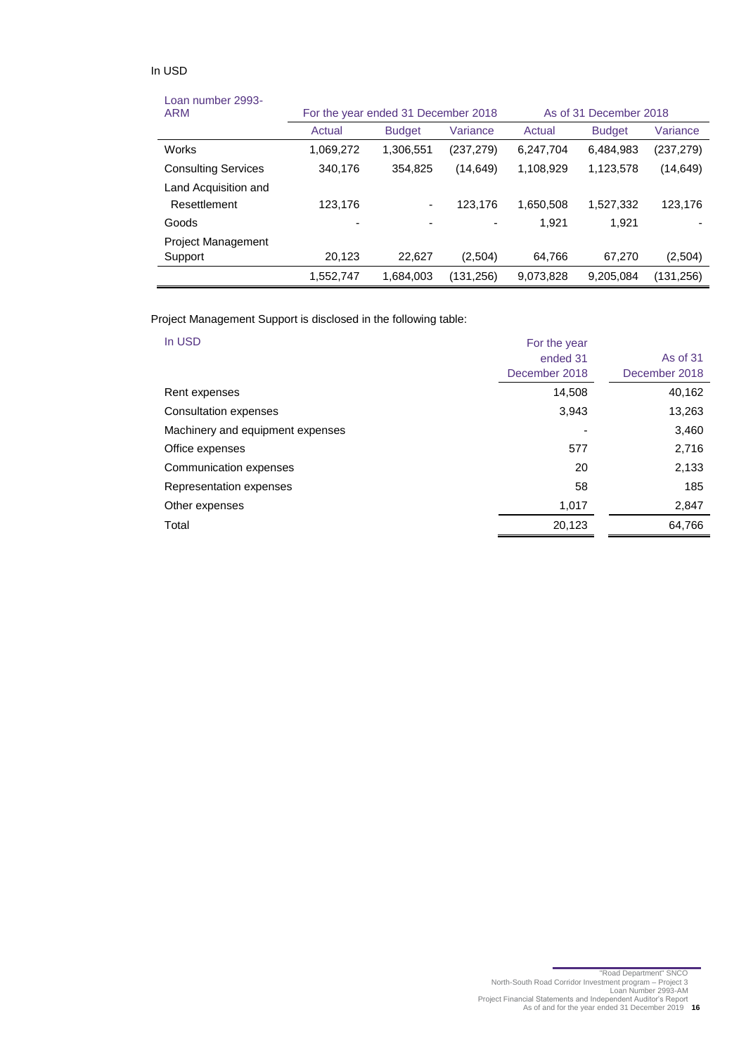In USD

| Loan number 2993-ARM | For the year ended 31 December 2018 | | | As of 31 December 2018 | | |
|---|---|---|---|---|---|---|
| | Actual | Budget | Variance | Actual | Budget | Variance |
| Works | 1,069,272 | 1,306,551 | (237,279) | 6,247,704 | 6,484,983 | (237,279) |
| Consulting Services | 340,176 | 354,825 | (14,649) | 1,108,929 | 1,123,578 | (14,649) |
| Land Acquisition and Resettlement | 123,176 | - | 123,176 | 1,650,508 | 1,527,332 | 123,176 |
| Goods | - | - | - | 1,921 | 1,921 | - |
| Project Management Support | 20,123 | 22,627 | (2,504) | 64,766 | 67,270 | (2,504) |
| | 1,552,747 | 1,684,003 | (131,256) | 9,073,828 | 9,205,084 | (131,256) |

Project Management Support is disclosed in the following table:

| In USD | For the year ended 31 December 2018 | As of 31 December 2018 |
|---|---|---|
| Rent expenses | 14,508 | 40,162 |
| Consultation expenses | 3,943 | 13,263 |
| Machinery and equipment expenses | - | 3,460 |
| Office expenses | 577 | 2,716 |
| Communication expenses | 20 | 2,133 |
| Representation expenses | 58 | 185 |
| Other expenses | 1,017 | 2,847 |
| Total | 20,123 | 64,766 |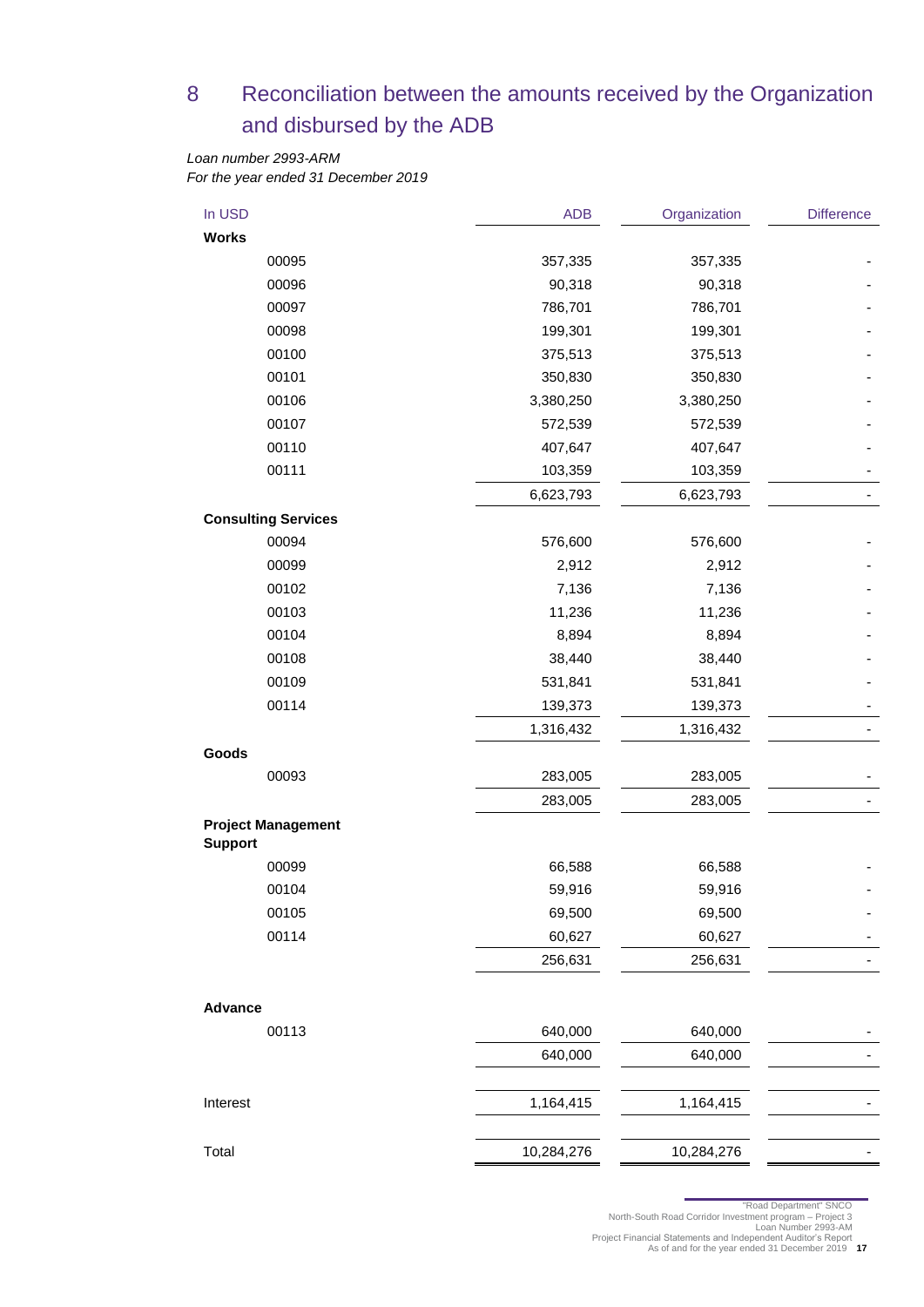# 8 Reconciliation between the amounts received by the Organization and disbursed by the ADB

*Loan number 2993-ARM*
*For the year ended 31 December 2019*

| In USD | ADB | Organization | Difference |
|---|---|---|---|
| **Works** | | | |
| 00095 | 357,335 | 357,335 | - |
| 00096 | 90,318 | 90,318 | - |
| 00097 | 786,701 | 786,701 | - |
| 00098 | 199,301 | 199,301 | - |
| 00100 | 375,513 | 375,513 | - |
| 00101 | 350,830 | 350,830 | - |
| 00106 | 3,380,250 | 3,380,250 | - |
| 00107 | 572,539 | 572,539 | - |
| 00110 | 407,647 | 407,647 | - |
| 00111 | 103,359 | 103,359 | - |
| | 6,623,793 | 6,623,793 | - |
| **Consulting Services** | | | |
| 00094 | 576,600 | 576,600 | - |
| 00099 | 2,912 | 2,912 | - |
| 00102 | 7,136 | 7,136 | - |
| 00103 | 11,236 | 11,236 | - |
| 00104 | 8,894 | 8,894 | - |
| 00108 | 38,440 | 38,440 | - |
| 00109 | 531,841 | 531,841 | - |
| 00114 | 139,373 | 139,373 | - |
| | 1,316,432 | 1,316,432 | - |
| **Goods** | | | |
| 00093 | 283,005 | 283,005 | - |
| | 283,005 | 283,005 | - |
| **Project Management Support** | | | |
| 00099 | 66,588 | 66,588 | - |
| 00104 | 59,916 | 59,916 | - |
| 00105 | 69,500 | 69,500 | - |
| 00114 | 60,627 | 60,627 | - |
| | 256,631 | 256,631 | - |
| **Advance** | | | |
| 00113 | 640,000 | 640,000 | - |
| | 640,000 | 640,000 | - |
| Interest | 1,164,415 | 1,164,415 | - |
| Total | 10,284,276 | 10,284,276 | - |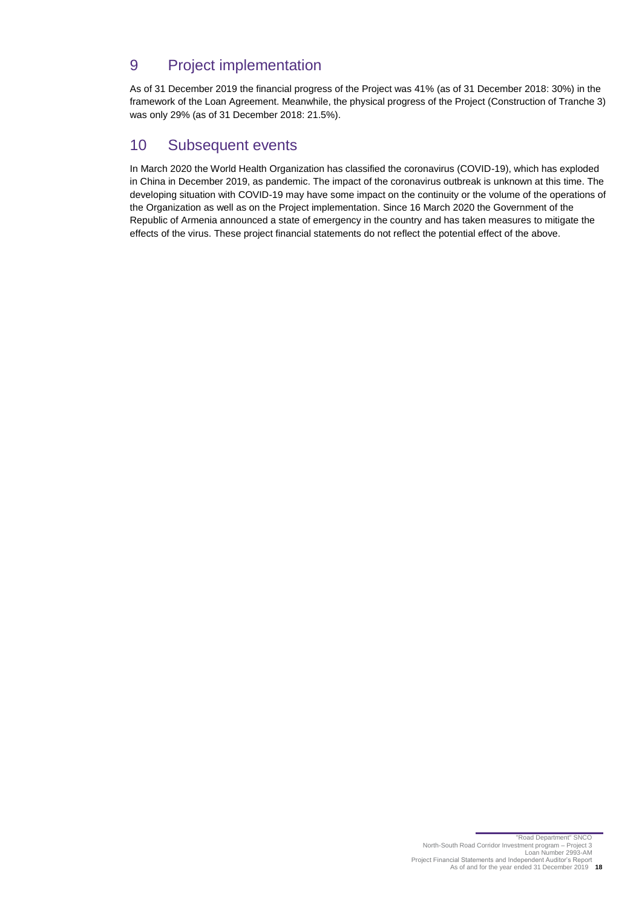## 9 Project implementation

As of 31 December 2019 the financial progress of the Project was 41% (as of 31 December 2018: 30%) in the framework of the Loan Agreement. Meanwhile, the physical progress of the Project (Construction of Tranche 3) was only 29% (as of 31 December 2018: 21.5%).

## 10 Subsequent events

In March 2020 the World Health Organization has classified the coronavirus (COVID-19), which has exploded in China in December 2019, as pandemic. The impact of the coronavirus outbreak is unknown at this time. The developing situation with COVID-19 may have some impact on the continuity or the volume of the operations of the Organization as well as on the Project implementation. Since 16 March 2020 the Government of the Republic of Armenia announced a state of emergency in the country and has taken measures to mitigate the effects of the virus. These project financial statements do not reflect the potential effect of the above.